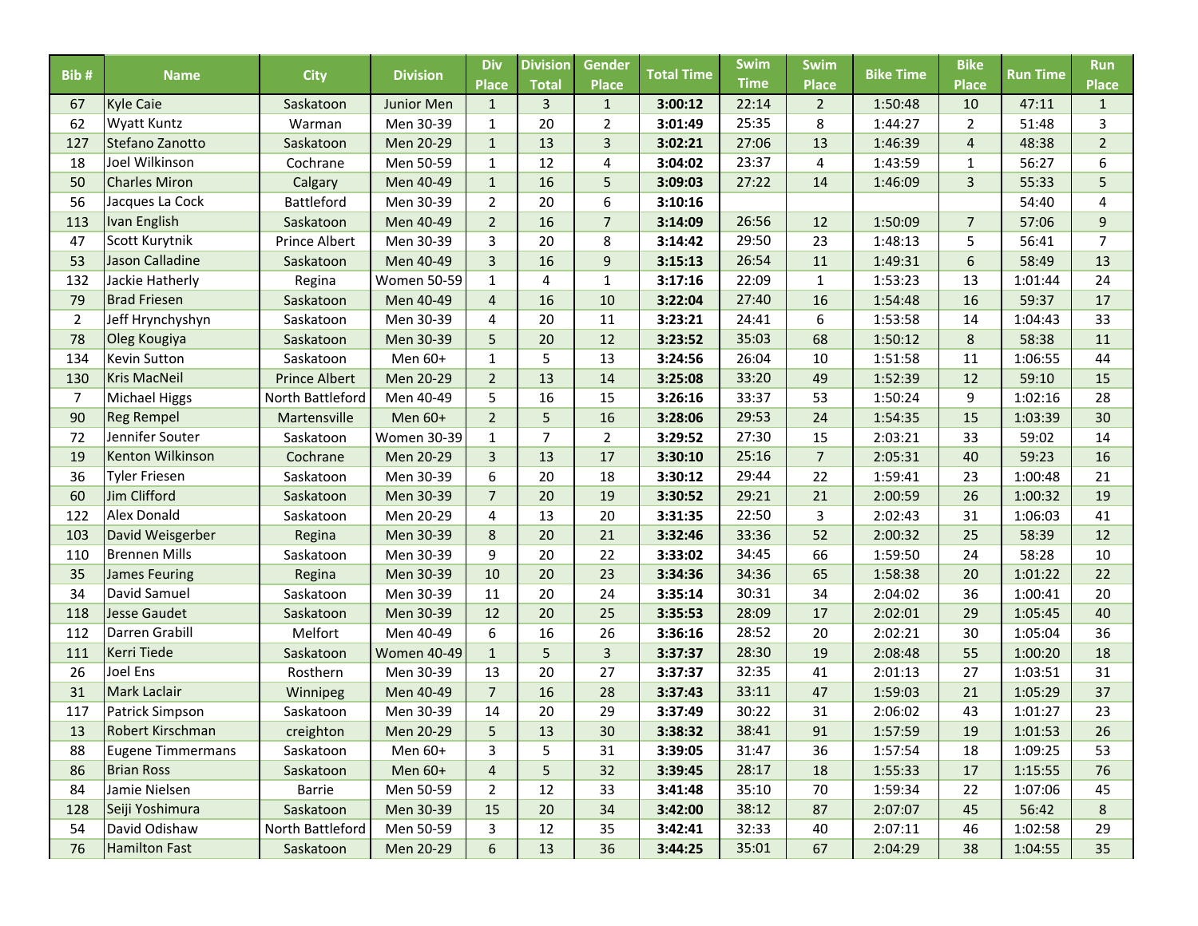| Bib # | Name | City | Division | Div Place | Division Total | Gender Place | Total Time | Swim Time | Swim Place | Bike Time | Bike Place | Run Time | Run Place |
|---|---|---|---|---|---|---|---|---|---|---|---|---|---|
| 67 | Kyle Caie | Saskatoon | Junior Men | 1 | 3 | 1 | **3:00:12** | 22:14 | 2 | 1:50:48 | 10 | 47:11 | 1 |
| 62 | Wyatt Kuntz | Warman | Men 30-39 | 1 | 20 | 2 | **3:01:49** | 25:35 | 8 | 1:44:27 | 2 | 51:48 | 3 |
| 127 | Stefano Zanotto | Saskatoon | Men 20-29 | 1 | 13 | 3 | **3:02:21** | 27:06 | 13 | 1:46:39 | 4 | 48:38 | 2 |
| 18 | Joel Wilkinson | Cochrane | Men 50-59 | 1 | 12 | 4 | **3:04:02** | 23:37 | 4 | 1:43:59 | 1 | 56:27 | 6 |
| 50 | Charles Miron | Calgary | Men 40-49 | 1 | 16 | 5 | **3:09:03** | 27:22 | 14 | 1:46:09 | 3 | 55:33 | 5 |
| 56 | Jacques La Cock | Battleford | Men 30-39 | 2 | 20 | 6 | **3:10:16** | | | | | 54:40 | 4 |
| 113 | Ivan English | Saskatoon | Men 40-49 | 2 | 16 | 7 | **3:14:09** | 26:56 | 12 | 1:50:09 | 7 | 57:06 | 9 |
| 47 | Scott Kurytnik | Prince Albert | Men 30-39 | 3 | 20 | 8 | **3:14:42** | 29:50 | 23 | 1:48:13 | 5 | 56:41 | 7 |
| 53 | Jason Calladine | Saskatoon | Men 40-49 | 3 | 16 | 9 | **3:15:13** | 26:54 | 11 | 1:49:31 | 6 | 58:49 | 13 |
| 132 | Jackie Hatherly | Regina | Women 50-59 | 1 | 4 | 1 | **3:17:16** | 22:09 | 1 | 1:53:23 | 13 | 1:01:44 | 24 |
| 79 | Brad Friesen | Saskatoon | Men 40-49 | 4 | 16 | 10 | **3:22:04** | 27:40 | 16 | 1:54:48 | 16 | 59:37 | 17 |
| 2 | Jeff Hrynchyshyn | Saskatoon | Men 30-39 | 4 | 20 | 11 | **3:23:21** | 24:41 | 6 | 1:53:58 | 14 | 1:04:43 | 33 |
| 78 | Oleg Kougiya | Saskatoon | Men 30-39 | 5 | 20 | 12 | **3:23:52** | 35:03 | 68 | 1:50:12 | 8 | 58:38 | 11 |
| 134 | Kevin Sutton | Saskatoon | Men 60+ | 1 | 5 | 13 | **3:24:56** | 26:04 | 10 | 1:51:58 | 11 | 1:06:55 | 44 |
| 130 | Kris MacNeil | Prince Albert | Men 20-29 | 2 | 13 | 14 | **3:25:08** | 33:20 | 49 | 1:52:39 | 12 | 59:10 | 15 |
| 7 | Michael Higgs | North Battleford | Men 40-49 | 5 | 16 | 15 | **3:26:16** | 33:37 | 53 | 1:50:24 | 9 | 1:02:16 | 28 |
| 90 | Reg Rempel | Martensville | Men 60+ | 2 | 5 | 16 | **3:28:06** | 29:53 | 24 | 1:54:35 | 15 | 1:03:39 | 30 |
| 72 | Jennifer Souter | Saskatoon | Women 30-39 | 1 | 7 | 2 | **3:29:52** | 27:30 | 15 | 2:03:21 | 33 | 59:02 | 14 |
| 19 | Kenton Wilkinson | Cochrane | Men 20-29 | 3 | 13 | 17 | **3:30:10** | 25:16 | 7 | 2:05:31 | 40 | 59:23 | 16 |
| 36 | Tyler Friesen | Saskatoon | Men 30-39 | 6 | 20 | 18 | **3:30:12** | 29:44 | 22 | 1:59:41 | 23 | 1:00:48 | 21 |
| 60 | Jim Clifford | Saskatoon | Men 30-39 | 7 | 20 | 19 | **3:30:52** | 29:21 | 21 | 2:00:59 | 26 | 1:00:32 | 19 |
| 122 | Alex Donald | Saskatoon | Men 20-29 | 4 | 13 | 20 | **3:31:35** | 22:50 | 3 | 2:02:43 | 31 | 1:06:03 | 41 |
| 103 | David Weisgerber | Regina | Men 30-39 | 8 | 20 | 21 | **3:32:46** | 33:36 | 52 | 2:00:32 | 25 | 58:39 | 12 |
| 110 | Brennen Mills | Saskatoon | Men 30-39 | 9 | 20 | 22 | **3:33:02** | 34:45 | 66 | 1:59:50 | 24 | 58:28 | 10 |
| 35 | James Feuring | Regina | Men 30-39 | 10 | 20 | 23 | **3:34:36** | 34:36 | 65 | 1:58:38 | 20 | 1:01:22 | 22 |
| 34 | David Samuel | Saskatoon | Men 30-39 | 11 | 20 | 24 | **3:35:14** | 30:31 | 34 | 2:04:02 | 36 | 1:00:41 | 20 |
| 118 | Jesse Gaudet | Saskatoon | Men 30-39 | 12 | 20 | 25 | **3:35:53** | 28:09 | 17 | 2:02:01 | 29 | 1:05:45 | 40 |
| 112 | Darren Grabill | Melfort | Men 40-49 | 6 | 16 | 26 | **3:36:16** | 28:52 | 20 | 2:02:21 | 30 | 1:05:04 | 36 |
| 111 | Kerri Tiede | Saskatoon | Women 40-49 | 1 | 5 | 3 | **3:37:37** | 28:30 | 19 | 2:08:48 | 55 | 1:00:20 | 18 |
| 26 | Joel Ens | Rosthern | Men 30-39 | 13 | 20 | 27 | **3:37:37** | 32:35 | 41 | 2:01:13 | 27 | 1:03:51 | 31 |
| 31 | Mark Laclair | Winnipeg | Men 40-49 | 7 | 16 | 28 | **3:37:43** | 33:11 | 47 | 1:59:03 | 21 | 1:05:29 | 37 |
| 117 | Patrick Simpson | Saskatoon | Men 30-39 | 14 | 20 | 29 | **3:37:49** | 30:22 | 31 | 2:06:02 | 43 | 1:01:27 | 23 |
| 13 | Robert Kirschman | creighton | Men 20-29 | 5 | 13 | 30 | **3:38:32** | 38:41 | 91 | 1:57:59 | 19 | 1:01:53 | 26 |
| 88 | Eugene Timmermans | Saskatoon | Men 60+ | 3 | 5 | 31 | **3:39:05** | 31:47 | 36 | 1:57:54 | 18 | 1:09:25 | 53 |
| 86 | Brian Ross | Saskatoon | Men 60+ | 4 | 5 | 32 | **3:39:45** | 28:17 | 18 | 1:55:33 | 17 | 1:15:55 | 76 |
| 84 | Jamie Nielsen | Barrie | Men 50-59 | 2 | 12 | 33 | **3:41:48** | 35:10 | 70 | 1:59:34 | 22 | 1:07:06 | 45 |
| 128 | Seiji Yoshimura | Saskatoon | Men 30-39 | 15 | 20 | 34 | **3:42:00** | 38:12 | 87 | 2:07:07 | 45 | 56:42 | 8 |
| 54 | David Odishaw | North Battleford | Men 50-59 | 3 | 12 | 35 | **3:42:41** | 32:33 | 40 | 2:07:11 | 46 | 1:02:58 | 29 |
| 76 | Hamilton Fast | Saskatoon | Men 20-29 | 6 | 13 | 36 | **3:44:25** | 35:01 | 67 | 2:04:29 | 38 | 1:04:55 | 35 |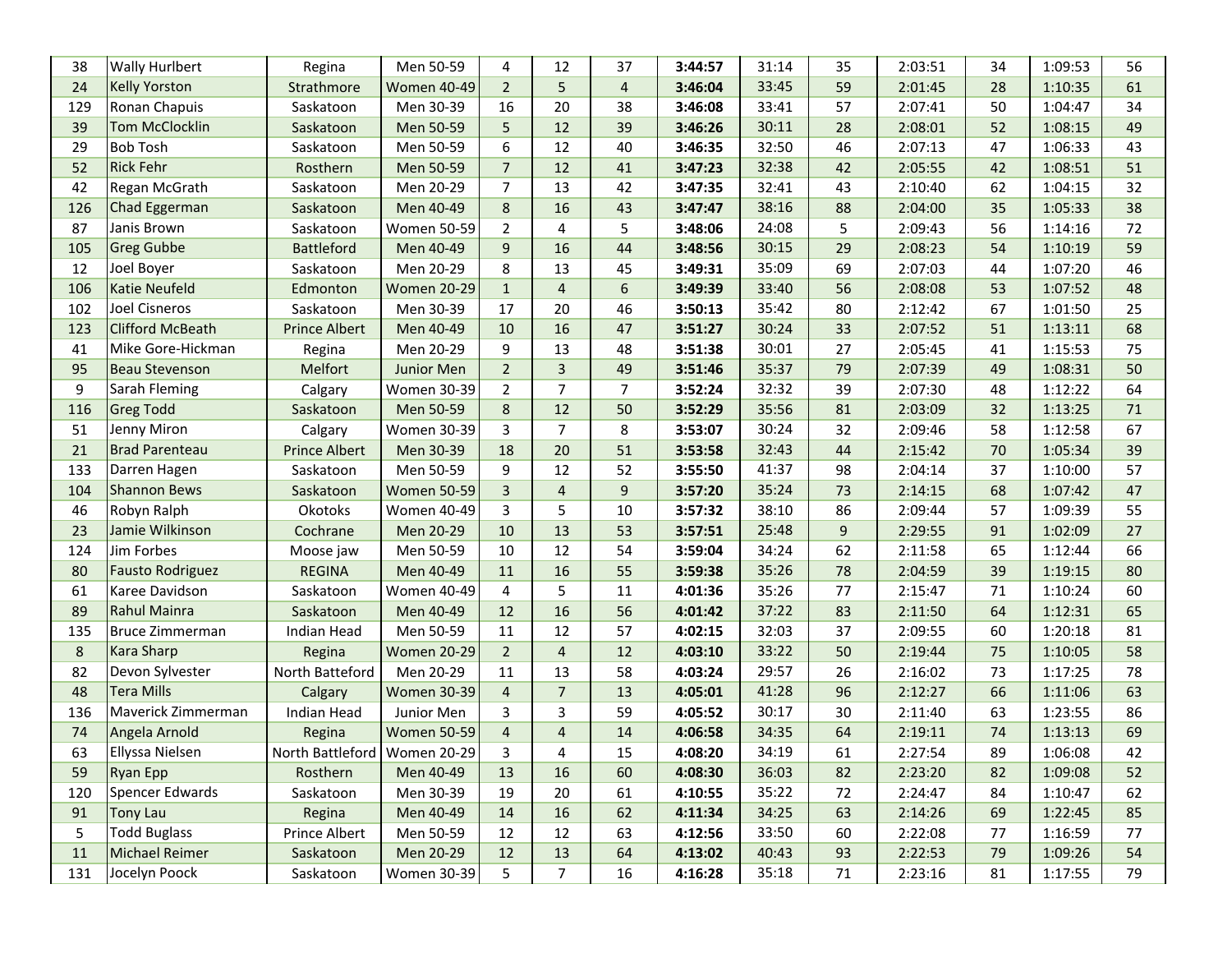| | | | | | | | | | | | | | |
|---|---|---|---|---|---|---|---|---|---|---|---|---|---|
| 38 | Wally Hurlbert | Regina | Men 50-59 | 4 | 12 | 37 | **3:44:57** | 31:14 | 35 | 2:03:51 | 34 | 1:09:53 | 56 |
| 24 | Kelly Yorston | Strathmore | Women 40-49 | 2 | 5 | 4 | **3:46:04** | 33:45 | 59 | 2:01:45 | 28 | 1:10:35 | 61 |
| 129 | Ronan Chapuis | Saskatoon | Men 30-39 | 16 | 20 | 38 | **3:46:08** | 33:41 | 57 | 2:07:41 | 50 | 1:04:47 | 34 |
| 39 | Tom McClocklin | Saskatoon | Men 50-59 | 5 | 12 | 39 | **3:46:26** | 30:11 | 28 | 2:08:01 | 52 | 1:08:15 | 49 |
| 29 | Bob Tosh | Saskatoon | Men 50-59 | 6 | 12 | 40 | **3:46:35** | 32:50 | 46 | 2:07:13 | 47 | 1:06:33 | 43 |
| 52 | Rick Fehr | Rosthern | Men 50-59 | 7 | 12 | 41 | **3:47:23** | 32:38 | 42 | 2:05:55 | 42 | 1:08:51 | 51 |
| 42 | Regan McGrath | Saskatoon | Men 20-29 | 7 | 13 | 42 | **3:47:35** | 32:41 | 43 | 2:10:40 | 62 | 1:04:15 | 32 |
| 126 | Chad Eggerman | Saskatoon | Men 40-49 | 8 | 16 | 43 | **3:47:47** | 38:16 | 88 | 2:04:00 | 35 | 1:05:33 | 38 |
| 87 | Janis Brown | Saskatoon | Women 50-59 | 2 | 4 | 5 | **3:48:06** | 24:08 | 5 | 2:09:43 | 56 | 1:14:16 | 72 |
| 105 | Greg Gubbe | Battleford | Men 40-49 | 9 | 16 | 44 | **3:48:56** | 30:15 | 29 | 2:08:23 | 54 | 1:10:19 | 59 |
| 12 | Joel Boyer | Saskatoon | Men 20-29 | 8 | 13 | 45 | **3:49:31** | 35:09 | 69 | 2:07:03 | 44 | 1:07:20 | 46 |
| 106 | Katie Neufeld | Edmonton | Women 20-29 | 1 | 4 | 6 | **3:49:39** | 33:40 | 56 | 2:08:08 | 53 | 1:07:52 | 48 |
| 102 | Joel Cisneros | Saskatoon | Men 30-39 | 17 | 20 | 46 | **3:50:13** | 35:42 | 80 | 2:12:42 | 67 | 1:01:50 | 25 |
| 123 | Clifford McBeath | Prince Albert | Men 40-49 | 10 | 16 | 47 | **3:51:27** | 30:24 | 33 | 2:07:52 | 51 | 1:13:11 | 68 |
| 41 | Mike Gore-Hickman | Regina | Men 20-29 | 9 | 13 | 48 | **3:51:38** | 30:01 | 27 | 2:05:45 | 41 | 1:15:53 | 75 |
| 95 | Beau Stevenson | Melfort | Junior Men | 2 | 3 | 49 | **3:51:46** | 35:37 | 79 | 2:07:39 | 49 | 1:08:31 | 50 |
| 9 | Sarah Fleming | Calgary | Women 30-39 | 2 | 7 | 7 | **3:52:24** | 32:32 | 39 | 2:07:30 | 48 | 1:12:22 | 64 |
| 116 | Greg Todd | Saskatoon | Men 50-59 | 8 | 12 | 50 | **3:52:29** | 35:56 | 81 | 2:03:09 | 32 | 1:13:25 | 71 |
| 51 | Jenny Miron | Calgary | Women 30-39 | 3 | 7 | 8 | **3:53:07** | 30:24 | 32 | 2:09:46 | 58 | 1:12:58 | 67 |
| 21 | Brad Parenteau | Prince Albert | Men 30-39 | 18 | 20 | 51 | **3:53:58** | 32:43 | 44 | 2:15:42 | 70 | 1:05:34 | 39 |
| 133 | Darren Hagen | Saskatoon | Men 50-59 | 9 | 12 | 52 | **3:55:50** | 41:37 | 98 | 2:04:14 | 37 | 1:10:00 | 57 |
| 104 | Shannon Bews | Saskatoon | Women 50-59 | 3 | 4 | 9 | **3:57:20** | 35:24 | 73 | 2:14:15 | 68 | 1:07:42 | 47 |
| 46 | Robyn Ralph | Okotoks | Women 40-49 | 3 | 5 | 10 | **3:57:32** | 38:10 | 86 | 2:09:44 | 57 | 1:09:39 | 55 |
| 23 | Jamie Wilkinson | Cochrane | Men 20-29 | 10 | 13 | 53 | **3:57:51** | 25:48 | 9 | 2:29:55 | 91 | 1:02:09 | 27 |
| 124 | Jim Forbes | Moose jaw | Men 50-59 | 10 | 12 | 54 | **3:59:04** | 34:24 | 62 | 2:11:58 | 65 | 1:12:44 | 66 |
| 80 | Fausto Rodriguez | REGINA | Men 40-49 | 11 | 16 | 55 | **3:59:38** | 35:26 | 78 | 2:04:59 | 39 | 1:19:15 | 80 |
| 61 | Karee Davidson | Saskatoon | Women 40-49 | 4 | 5 | 11 | **4:01:36** | 35:26 | 77 | 2:15:47 | 71 | 1:10:24 | 60 |
| 89 | Rahul Mainra | Saskatoon | Men 40-49 | 12 | 16 | 56 | **4:01:42** | 37:22 | 83 | 2:11:50 | 64 | 1:12:31 | 65 |
| 135 | Bruce Zimmerman | Indian Head | Men 50-59 | 11 | 12 | 57 | **4:02:15** | 32:03 | 37 | 2:09:55 | 60 | 1:20:18 | 81 |
| 8 | Kara Sharp | Regina | Women 20-29 | 2 | 4 | 12 | **4:03:10** | 33:22 | 50 | 2:19:44 | 75 | 1:10:05 | 58 |
| 82 | Devon Sylvester | North Batteford | Men 20-29 | 11 | 13 | 58 | **4:03:24** | 29:57 | 26 | 2:16:02 | 73 | 1:17:25 | 78 |
| 48 | Tera Mills | Calgary | Women 30-39 | 4 | 7 | 13 | **4:05:01** | 41:28 | 96 | 2:12:27 | 66 | 1:11:06 | 63 |
| 136 | Maverick Zimmerman | Indian Head | Junior Men | 3 | 3 | 59 | **4:05:52** | 30:17 | 30 | 2:11:40 | 63 | 1:23:55 | 86 |
| 74 | Angela Arnold | Regina | Women 50-59 | 4 | 4 | 14 | **4:06:58** | 34:35 | 64 | 2:19:11 | 74 | 1:13:13 | 69 |
| 63 | Ellyssa Nielsen | North Battleford | Women 20-29 | 3 | 4 | 15 | **4:08:20** | 34:19 | 61 | 2:27:54 | 89 | 1:06:08 | 42 |
| 59 | Ryan Epp | Rosthern | Men 40-49 | 13 | 16 | 60 | **4:08:30** | 36:03 | 82 | 2:23:20 | 82 | 1:09:08 | 52 |
| 120 | Spencer Edwards | Saskatoon | Men 30-39 | 19 | 20 | 61 | **4:10:55** | 35:22 | 72 | 2:24:47 | 84 | 1:10:47 | 62 |
| 91 | Tony Lau | Regina | Men 40-49 | 14 | 16 | 62 | **4:11:34** | 34:25 | 63 | 2:14:26 | 69 | 1:22:45 | 85 |
| 5 | Todd Buglass | Prince Albert | Men 50-59 | 12 | 12 | 63 | **4:12:56** | 33:50 | 60 | 2:22:08 | 77 | 1:16:59 | 77 |
| 11 | Michael Reimer | Saskatoon | Men 20-29 | 12 | 13 | 64 | **4:13:02** | 40:43 | 93 | 2:22:53 | 79 | 1:09:26 | 54 |
| 131 | Jocelyn Poock | Saskatoon | Women 30-39 | 5 | 7 | 16 | **4:16:28** | 35:18 | 71 | 2:23:16 | 81 | 1:17:55 | 79 |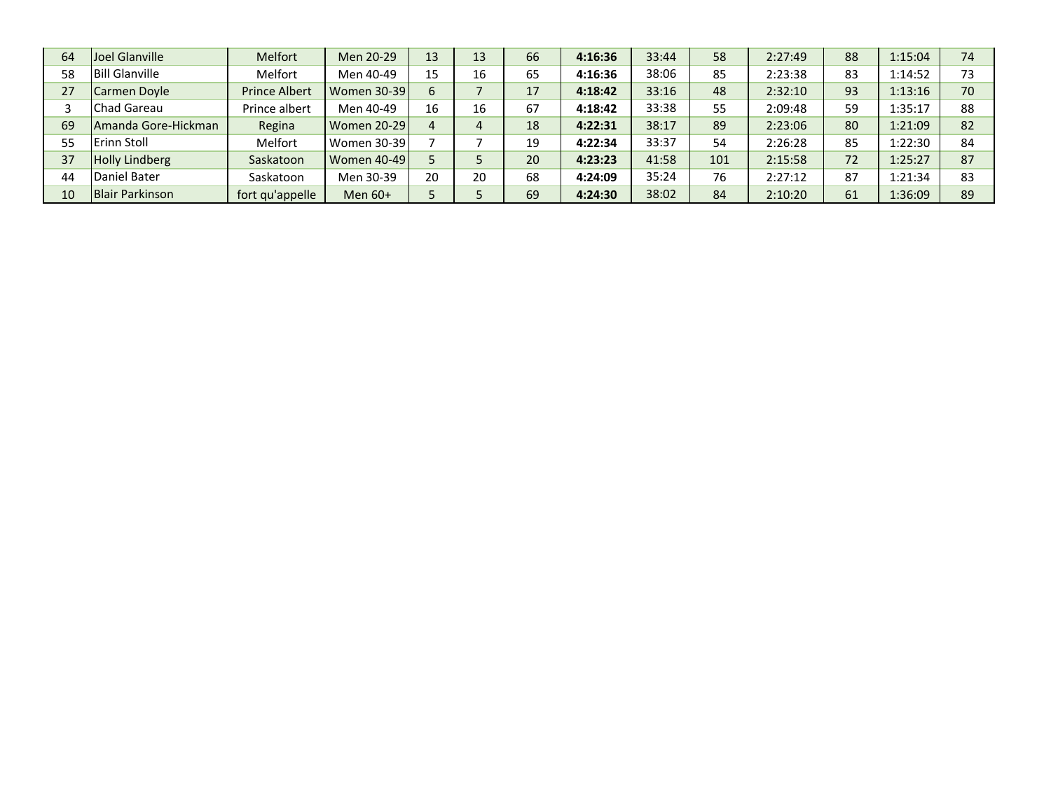| | | | | | | | | | | | | | | |
|---|---|---|---|---|---|---|---|---|---|---|---|---|---|---|
| 64 | Joel Glanville | Melfort | Men 20-29 | 13 | 13 | 66 | **4:16:36** | 33:44 | 58 | 2:27:49 | 88 | 1:15:04 | 74 |
| 58 | Bill Glanville | Melfort | Men 40-49 | 15 | 16 | 65 | **4:16:36** | 38:06 | 85 | 2:23:38 | 83 | 1:14:52 | 73 |
| 27 | Carmen Doyle | Prince Albert | Women 30-39 | 6 | 7 | 17 | **4:18:42** | 33:16 | 48 | 2:32:10 | 93 | 1:13:16 | 70 |
| 3 | Chad Gareau | Prince albert | Men 40-49 | 16 | 16 | 67 | **4:18:42** | 33:38 | 55 | 2:09:48 | 59 | 1:35:17 | 88 |
| 69 | Amanda Gore-Hickman | Regina | Women 20-29 | 4 | 4 | 18 | **4:22:31** | 38:17 | 89 | 2:23:06 | 80 | 1:21:09 | 82 |
| 55 | Erinn Stoll | Melfort | Women 30-39 | 7 | 7 | 19 | **4:22:34** | 33:37 | 54 | 2:26:28 | 85 | 1:22:30 | 84 |
| 37 | Holly Lindberg | Saskatoon | Women 40-49 | 5 | 5 | 20 | **4:23:23** | 41:58 | 101 | 2:15:58 | 72 | 1:25:27 | 87 |
| 44 | Daniel Bater | Saskatoon | Men 30-39 | 20 | 20 | 68 | **4:24:09** | 35:24 | 76 | 2:27:12 | 87 | 1:21:34 | 83 |
| 10 | Blair Parkinson | fort qu'appelle | Men 60+ | 5 | 5 | 69 | **4:24:30** | 38:02 | 84 | 2:10:20 | 61 | 1:36:09 | 89 |